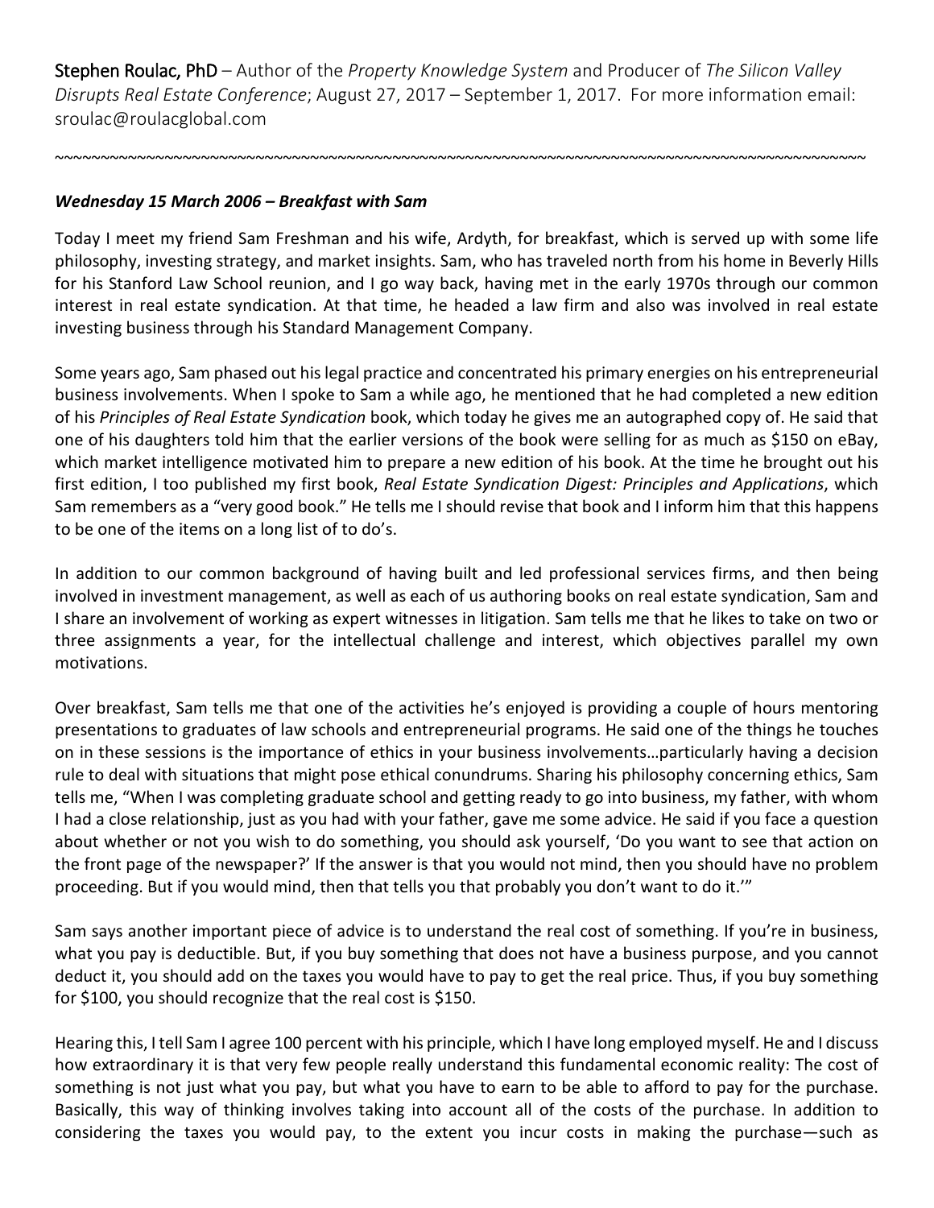**Stephen Roulac, PhD** – Author of the *Property Knowledge System* and Producer of *The Silicon Valley Disrupts Real Estate Conference*; August 27, 2017 – September 1, 2017. For more information email: sroulac@roulacglobal.com

~~~~~~~~~~~~~~~~~~~~~~~~~~~~~~~~~~~~~~~~~~~~~~~~~~~~~~~~~~~~~~~~~~~~~~~~~~~~~~~~~~~~~~~~~~~~~~~~~~~~

***Wednesday 15 March 2006 – Breakfast with Sam***

Today I meet my friend Sam Freshman and his wife, Ardyth, for breakfast, which is served up with some life philosophy, investing strategy, and market insights. Sam, who has traveled north from his home in Beverly Hills for his Stanford Law School reunion, and I go way back, having met in the early 1970s through our common interest in real estate syndication. At that time, he headed a law firm and also was involved in real estate investing business through his Standard Management Company.

Some years ago, Sam phased out his legal practice and concentrated his primary energies on his entrepreneurial business involvements. When I spoke to Sam a while ago, he mentioned that he had completed a new edition of his *Principles of Real Estate Syndication* book, which today he gives me an autographed copy of. He said that one of his daughters told him that the earlier versions of the book were selling for as much as $150 on eBay, which market intelligence motivated him to prepare a new edition of his book. At the time he brought out his first edition, I too published my first book, *Real Estate Syndication Digest: Principles and Applications*, which Sam remembers as a "very good book." He tells me I should revise that book and I inform him that this happens to be one of the items on a long list of to do's.

In addition to our common background of having built and led professional services firms, and then being involved in investment management, as well as each of us authoring books on real estate syndication, Sam and I share an involvement of working as expert witnesses in litigation. Sam tells me that he likes to take on two or three assignments a year, for the intellectual challenge and interest, which objectives parallel my own motivations.

Over breakfast, Sam tells me that one of the activities he's enjoyed is providing a couple of hours mentoring presentations to graduates of law schools and entrepreneurial programs. He said one of the things he touches on in these sessions is the importance of ethics in your business involvements…particularly having a decision rule to deal with situations that might pose ethical conundrums. Sharing his philosophy concerning ethics, Sam tells me, "When I was completing graduate school and getting ready to go into business, my father, with whom I had a close relationship, just as you had with your father, gave me some advice. He said if you face a question about whether or not you wish to do something, you should ask yourself, 'Do you want to see that action on the front page of the newspaper?' If the answer is that you would not mind, then you should have no problem proceeding. But if you would mind, then that tells you that probably you don't want to do it.'"

Sam says another important piece of advice is to understand the real cost of something. If you're in business, what you pay is deductible. But, if you buy something that does not have a business purpose, and you cannot deduct it, you should add on the taxes you would have to pay to get the real price. Thus, if you buy something for $100, you should recognize that the real cost is $150.

Hearing this, I tell Sam I agree 100 percent with his principle, which I have long employed myself. He and I discuss how extraordinary it is that very few people really understand this fundamental economic reality: The cost of something is not just what you pay, but what you have to earn to be able to afford to pay for the purchase. Basically, this way of thinking involves taking into account all of the costs of the purchase. In addition to considering the taxes you would pay, to the extent you incur costs in making the purchase—such as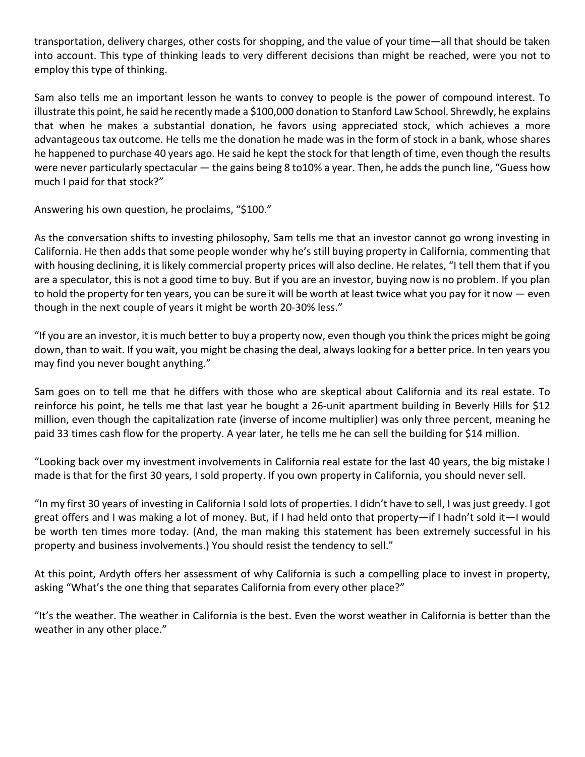transportation, delivery charges, other costs for shopping, and the value of your time—all that should be taken into account. This type of thinking leads to very different decisions than might be reached, were you not to employ this type of thinking.

Sam also tells me an important lesson he wants to convey to people is the power of compound interest. To illustrate this point, he said he recently made a $100,000 donation to Stanford Law School. Shrewdly, he explains that when he makes a substantial donation, he favors using appreciated stock, which achieves a more advantageous tax outcome. He tells me the donation he made was in the form of stock in a bank, whose shares he happened to purchase 40 years ago. He said he kept the stock for that length of time, even though the results were never particularly spectacular — the gains being 8 to10% a year. Then, he adds the punch line, "Guess how much I paid for that stock?"

Answering his own question, he proclaims, "$100."

As the conversation shifts to investing philosophy, Sam tells me that an investor cannot go wrong investing in California. He then adds that some people wonder why he's still buying property in California, commenting that with housing declining, it is likely commercial property prices will also decline. He relates, "I tell them that if you are a speculator, this is not a good time to buy. But if you are an investor, buying now is no problem. If you plan to hold the property for ten years, you can be sure it will be worth at least twice what you pay for it now — even though in the next couple of years it might be worth 20-30% less."

"If you are an investor, it is much better to buy a property now, even though you think the prices might be going down, than to wait. If you wait, you might be chasing the deal, always looking for a better price. In ten years you may find you never bought anything."

Sam goes on to tell me that he differs with those who are skeptical about California and its real estate. To reinforce his point, he tells me that last year he bought a 26-unit apartment building in Beverly Hills for $12 million, even though the capitalization rate (inverse of income multiplier) was only three percent, meaning he paid 33 times cash flow for the property. A year later, he tells me he can sell the building for $14 million.

"Looking back over my investment involvements in California real estate for the last 40 years, the big mistake I made is that for the first 30 years, I sold property. If you own property in California, you should never sell.

"In my first 30 years of investing in California I sold lots of properties. I didn't have to sell, I was just greedy. I got great offers and I was making a lot of money. But, if I had held onto that property—if I hadn't sold it—I would be worth ten times more today. (And, the man making this statement has been extremely successful in his property and business involvements.) You should resist the tendency to sell."

At this point, Ardyth offers her assessment of why California is such a compelling place to invest in property, asking "What's the one thing that separates California from every other place?"

"It's the weather. The weather in California is the best. Even the worst weather in California is better than the weather in any other place."